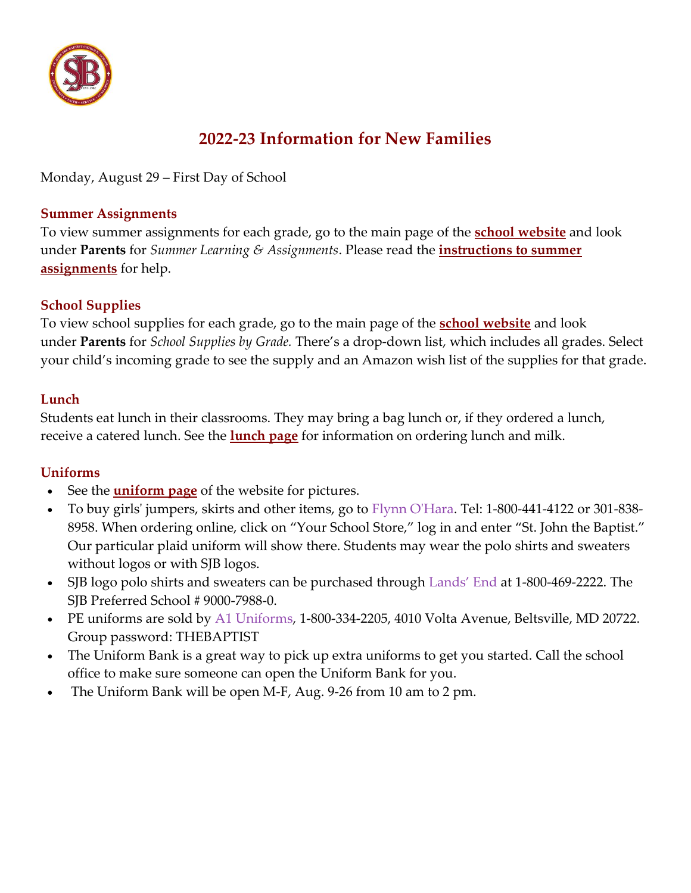# 2022-23 Information for New Families

Monday, August 29 – First Day of School

### Summer Assignments

To view summer assignments for each grade, go to the main page of the **school website** and look under **Parents** for *Summer Learning & Assignments*. Please read the **instructions to summer assignments** for help.

### School Supplies

To view school supplies for each grade, go to the main page of the **school website** and look under **Parents** for *School Supplies by Grade.* There's a drop-down list, which includes all grades. Select your child's incoming grade to see the supply and an Amazon wish list of the supplies for that grade.

### Lunch

Students eat lunch in their classrooms. They may bring a bag lunch or, if they ordered a lunch, receive a catered lunch. See the **lunch page** for information on ordering lunch and milk.

### Uniforms

- See the **uniform page** of the website for pictures.
- To buy girls' jumpers, skirts and other items, go to Flynn O'Hara. Tel: 1-800-441-4122 or 301-838-8958. When ordering online, click on "Your School Store," log in and enter "St. John the Baptist." Our particular plaid uniform will show there. Students may wear the polo shirts and sweaters without logos or with SJB logos.
- SJB logo polo shirts and sweaters can be purchased through Lands' End at 1-800-469-2222. The SJB Preferred School # 9000-7988-0.
- PE uniforms are sold by A1 Uniforms, 1-800-334-2205, 4010 Volta Avenue, Beltsville, MD 20722. Group password: THEBAPTIST
- The Uniform Bank is a great way to pick up extra uniforms to get you started. Call the school office to make sure someone can open the Uniform Bank for you.
- The Uniform Bank will be open M-F, Aug. 9-26 from 10 am to 2 pm.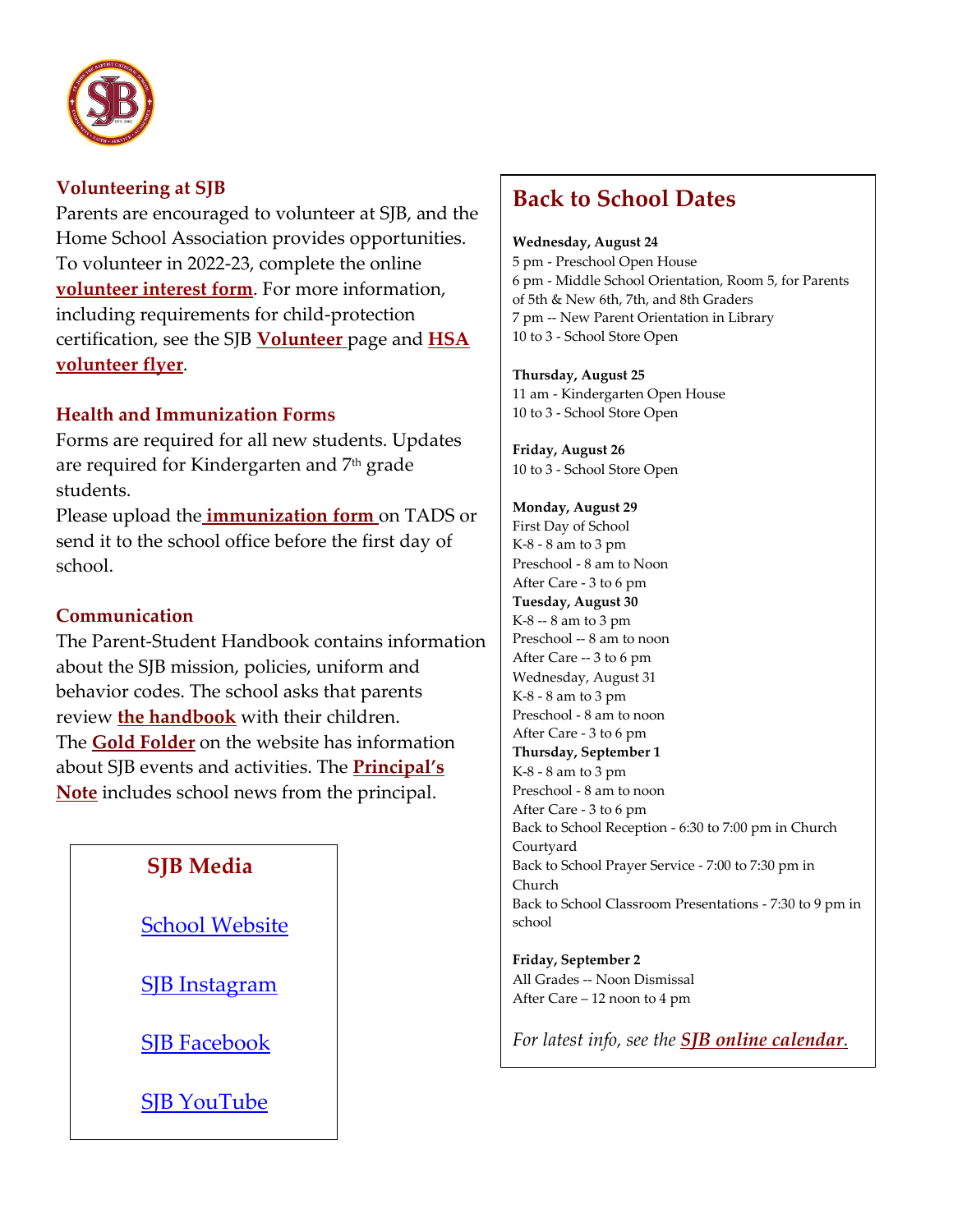## Volunteering at SJB

Parents are encouraged to volunteer at SJB, and the Home School Association provides opportunities. To volunteer in 2022-23, complete the online **volunteer interest form**. For more information, including requirements for child-protection certification, see the SJB **Volunteer** page and **HSA volunteer flyer**.

## Health and Immunization Forms

Forms are required for all new students. Updates are required for Kindergarten and 7th grade students.

Please upload the **immunization form** on TADS or send it to the school office before the first day of school.

## Communication

The Parent-Student Handbook contains information about the SJB mission, policies, uniform and behavior codes. The school asks that parents review **the handbook** with their children. The **Gold Folder** on the website has information about SJB events and activities. The **Principal's Note** includes school news from the principal.

## SJB Media

School Website

SJB Instagram

SJB Facebook

SJB YouTube

## Back to School Dates

**Wednesday, August 24**
5 pm - Preschool Open House
6 pm - Middle School Orientation, Room 5, for Parents of 5th & New 6th, 7th, and 8th Graders
7 pm -- New Parent Orientation in Library
10 to 3 - School Store Open

**Thursday, August 25**
11 am - Kindergarten Open House
10 to 3 - School Store Open

**Friday, August 26**
10 to 3 - School Store Open

**Monday, August 29**
First Day of School
K-8 - 8 am to 3 pm
Preschool - 8 am to Noon
After Care - 3 to 6 pm

**Tuesday, August 30**
K-8 -- 8 am to 3 pm
Preschool -- 8 am to noon
After Care -- 3 to 6 pm

Wednesday, August 31
K-8 - 8 am to 3 pm
Preschool - 8 am to noon
After Care - 3 to 6 pm

**Thursday, September 1**
K-8 - 8 am to 3 pm
Preschool - 8 am to noon
After Care - 3 to 6 pm
Back to School Reception - 6:30 to 7:00 pm in Church Courtyard
Back to School Prayer Service - 7:00 to 7:30 pm in Church
Back to School Classroom Presentations - 7:30 to 9 pm in school

**Friday, September 2**
All Grades -- Noon Dismissal
After Care – 12 noon to 4 pm

*For latest info, see the **SJB online calendar**.*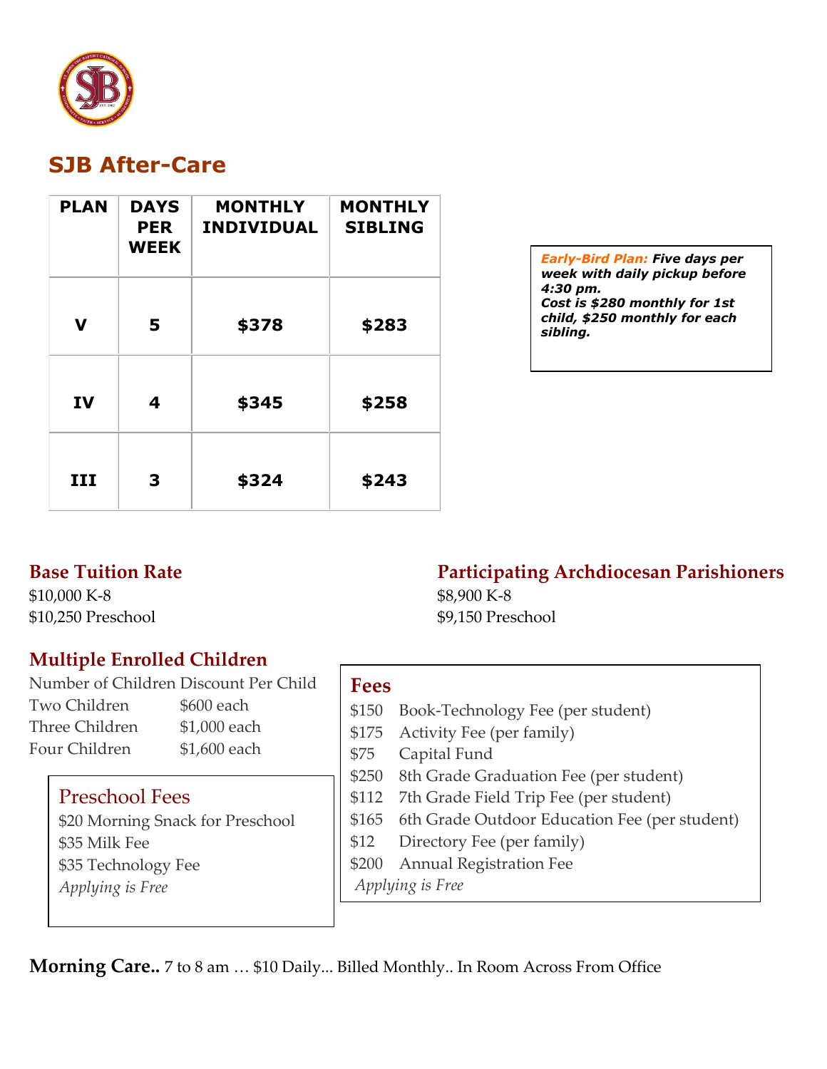## SJB After-Care

| PLAN | DAYS PER WEEK | MONTHLY INDIVIDUAL | MONTHLY SIBLING |
|---|---|---|---|
| **V** | **5** | **$378** | **$283** |
| **IV** | **4** | **$345** | **$258** |
| **III** | **3** | **$324** | **$243** |

***Early-Bird Plan:* Five days per week with daily pickup before 4:30 pm.**
***Cost is $280 monthly for 1st child, $250 monthly for each sibling.***

### Base Tuition Rate

$10,000 K-8
$10,250 Preschool

### Participating Archdiocesan Parishioners

$8,900 K-8
$9,150 Preschool

### Multiple Enrolled Children

| Number of Children | Discount Per Child |
|---|---|
| Two Children | $600 each |
| Three Children | $1,000 each |
| Four Children | $1,600 each |

### Preschool Fees

$20 Morning Snack for Preschool
$35 Milk Fee
$35 Technology Fee
*Applying is Free*

### Fees

| | |
|---|---|
| $150 | Book-Technology Fee (per student) |
| $175 | Activity Fee (per family) |
| $75 | Capital Fund |
| $250 | 8th Grade Graduation Fee (per student) |
| $112 | 7th Grade Field Trip Fee (per student) |
| $165 | 6th Grade Outdoor Education Fee (per student) |
| $12 | Directory Fee (per family) |
| $200 | Annual Registration Fee |

*Applying is Free*

**Morning Care..** 7 to 8 am … $10 Daily... Billed Monthly.. In Room Across From Office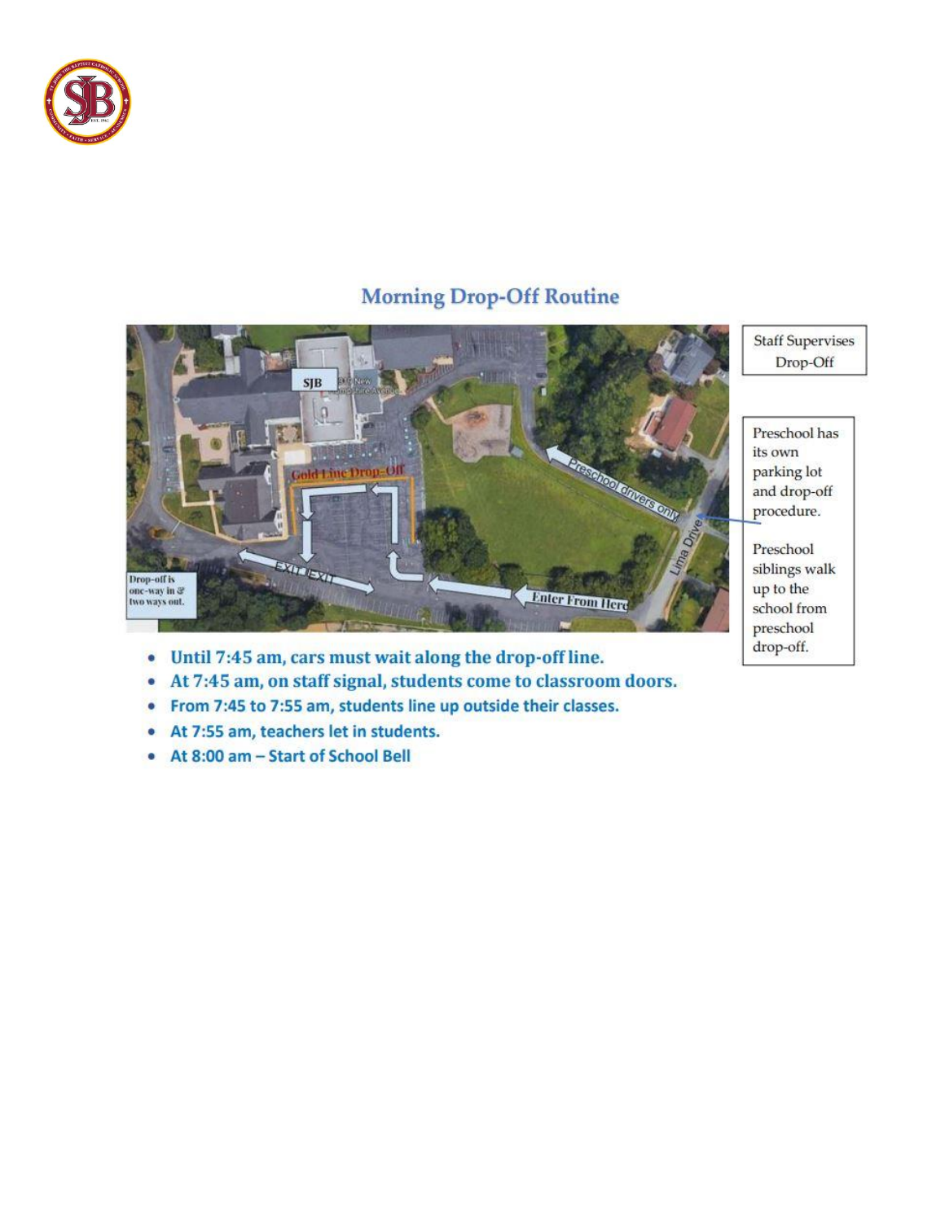## Morning Drop-Off Routine

Staff Supervises Drop-Off

Preschool has its own parking lot and drop-off procedure.

Preschool siblings walk up to the school from preschool drop-off.

Drop-off is one-way in & two ways out.

- Until 7:45 am, cars must wait along the drop-off line.
- At 7:45 am, on staff signal, students come to classroom doors.
- From 7:45 to 7:55 am, students line up outside their classes.
- At 7:55 am, teachers let in students.
- At 8:00 am – Start of School Bell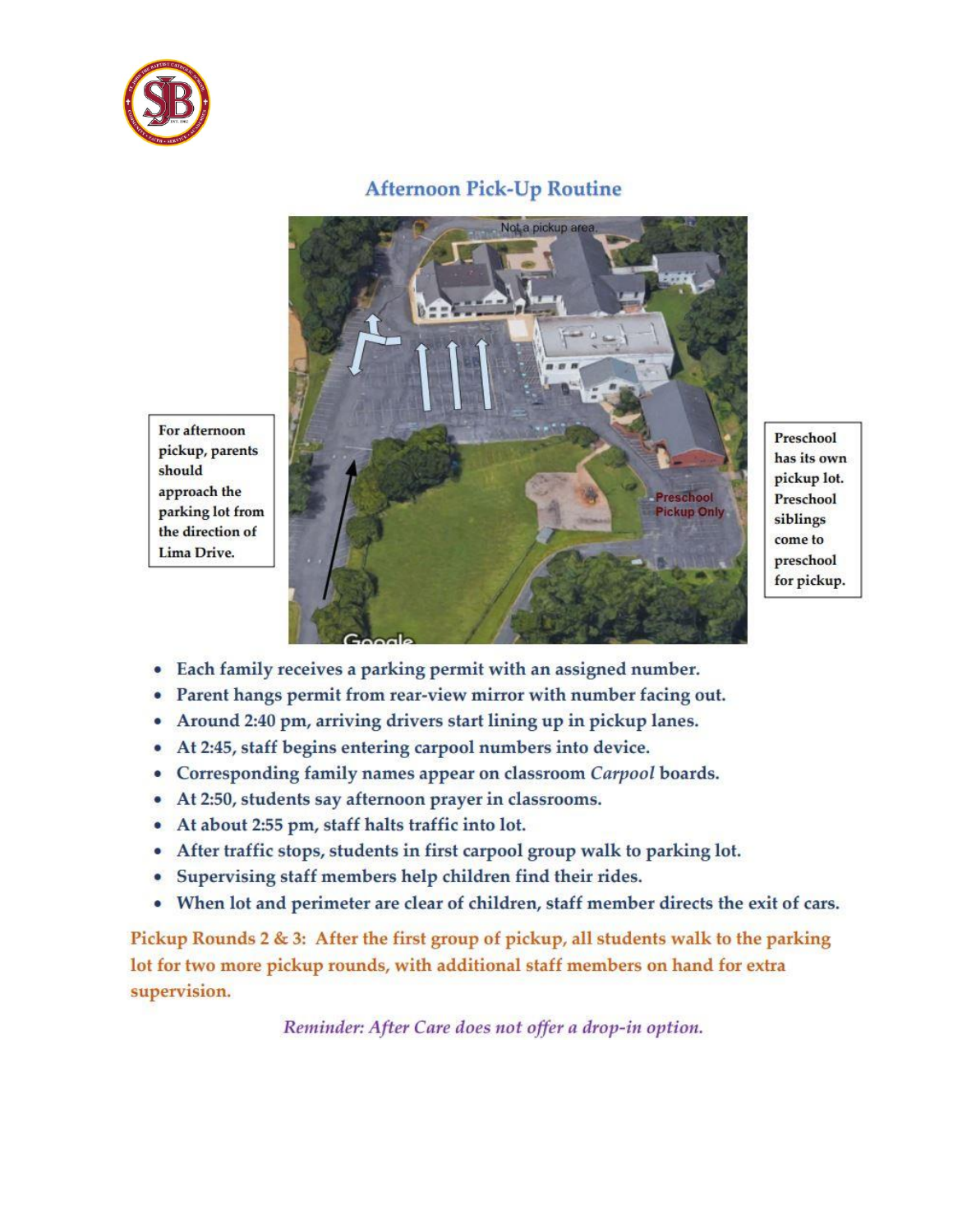## Afternoon Pick-Up Routine

Not a pickup area.

Preschool Pickup Only

For afternoon pickup, parents should approach the parking lot from the direction of Lima Drive.

Preschool has its own pickup lot. Preschool siblings come to preschool for pickup.

- Each family receives a parking permit with an assigned number.
- Parent hangs permit from rear-view mirror with number facing out.
- Around 2:40 pm, arriving drivers start lining up in pickup lanes.
- At 2:45, staff begins entering carpool numbers into device.
- Corresponding family names appear on classroom *Carpool* boards.
- At 2:50, students say afternoon prayer in classrooms.
- At about 2:55 pm, staff halts traffic into lot.
- After traffic stops, students in first carpool group walk to parking lot.
- Supervising staff members help children find their rides.
- When lot and perimeter are clear of children, staff member directs the exit of cars.

**Pickup Rounds 2 & 3:** After the first group of pickup, all students walk to the parking lot for two more pickup rounds, with additional staff members on hand for extra supervision.

*Reminder: After Care does not offer a drop-in option.*